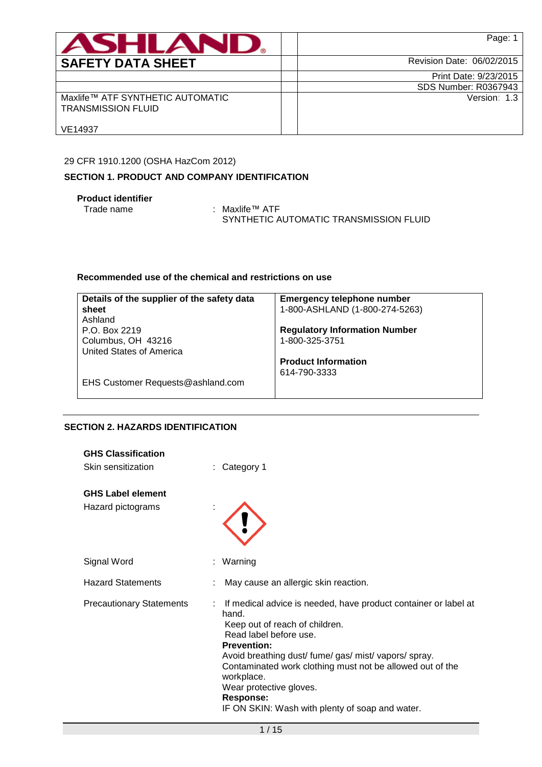| ASHLAND | | Page: 1 |
|---|---|---|
| **SAFETY DATA SHEET** | | Revision Date: 06/02/2015 |
| | | Print Date: 9/23/2015 |
| | | SDS Number: R0367943 |
| Maxlife™ ATF SYNTHETIC AUTOMATIC TRANSMISSION FLUID<br><br>VE14937 | | Version: 1.3 |

29 CFR 1910.1200 (OSHA HazCom 2012)

## SECTION 1. PRODUCT AND COMPANY IDENTIFICATION

**Product identifier**

Trade name : Maxlife™ ATF SYNTHETIC AUTOMATIC TRANSMISSION FLUID

**Recommended use of the chemical and restrictions on use**

| **Details of the supplier of the safety data sheet** | **Emergency telephone number** |
|---|---|
| Ashland<br>P.O. Box 2219<br>Columbus, OH 43216<br>United States of America<br><br>EHS Customer Requests@ashland.com | 1-800-ASHLAND (1-800-274-5263)<br><br>**Regulatory Information Number**<br>1-800-325-3751<br><br>**Product Information**<br>614-790-3333 |

## SECTION 2. HAZARDS IDENTIFICATION

**GHS Classification**

Skin sensitization : Category 1

**GHS Label element**

Hazard pictograms :

Signal Word : Warning

Hazard Statements : May cause an allergic skin reaction.

Precautionary Statements : If medical advice is needed, have product container or label at hand.
Keep out of reach of children.
Read label before use.

**Prevention:**

Avoid breathing dust/ fume/ gas/ mist/ vapors/ spray.
Contaminated work clothing must not be allowed out of the workplace.
Wear protective gloves.

**Response:**

IF ON SKIN: Wash with plenty of soap and water.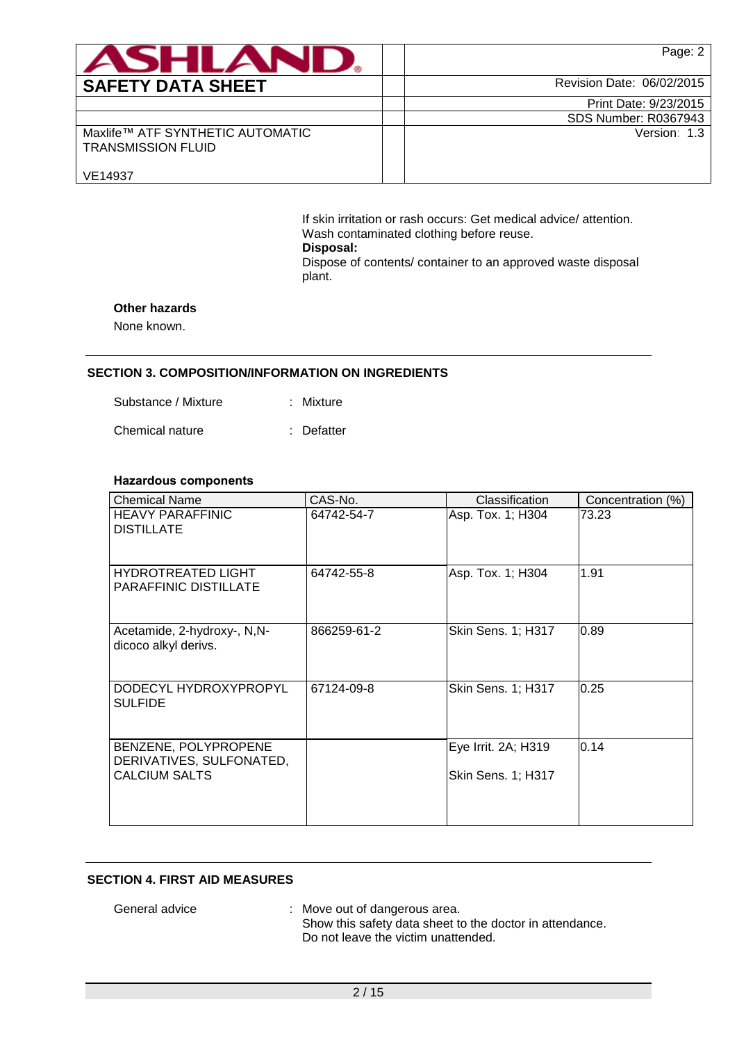If skin irritation or rash occurs: Get medical advice/ attention.
Wash contaminated clothing before reuse.

**Disposal:**

Dispose of contents/ container to an approved waste disposal plant.

**Other hazards**

None known.

## SECTION 3. COMPOSITION/INFORMATION ON INGREDIENTS

Substance / Mixture : Mixture

Chemical nature : Defatter

**Hazardous components**

| Chemical Name | CAS-No. | Classification | Concentration (%) |
|---|---|---|---|
| HEAVY PARAFFINIC DISTILLATE | 64742-54-7 | Asp. Tox. 1; H304 | 73.23 |
| HYDROTREATED LIGHT PARAFFINIC DISTILLATE | 64742-55-8 | Asp. Tox. 1; H304 | 1.91 |
| Acetamide, 2-hydroxy-, N,N-dicoco alkyl derivs. | 866259-61-2 | Skin Sens. 1; H317 | 0.89 |
| DODECYL HYDROXYPROPYL SULFIDE | 67124-09-8 | Skin Sens. 1; H317 | 0.25 |
| BENZENE, POLYPROPENE DERIVATIVES, SULFONATED, CALCIUM SALTS | | Eye Irrit. 2A; H319<br>Skin Sens. 1; H317 | 0.14 |

## SECTION 4. FIRST AID MEASURES

General advice : Move out of dangerous area.
Show this safety data sheet to the doctor in attendance.
Do not leave the victim unattended.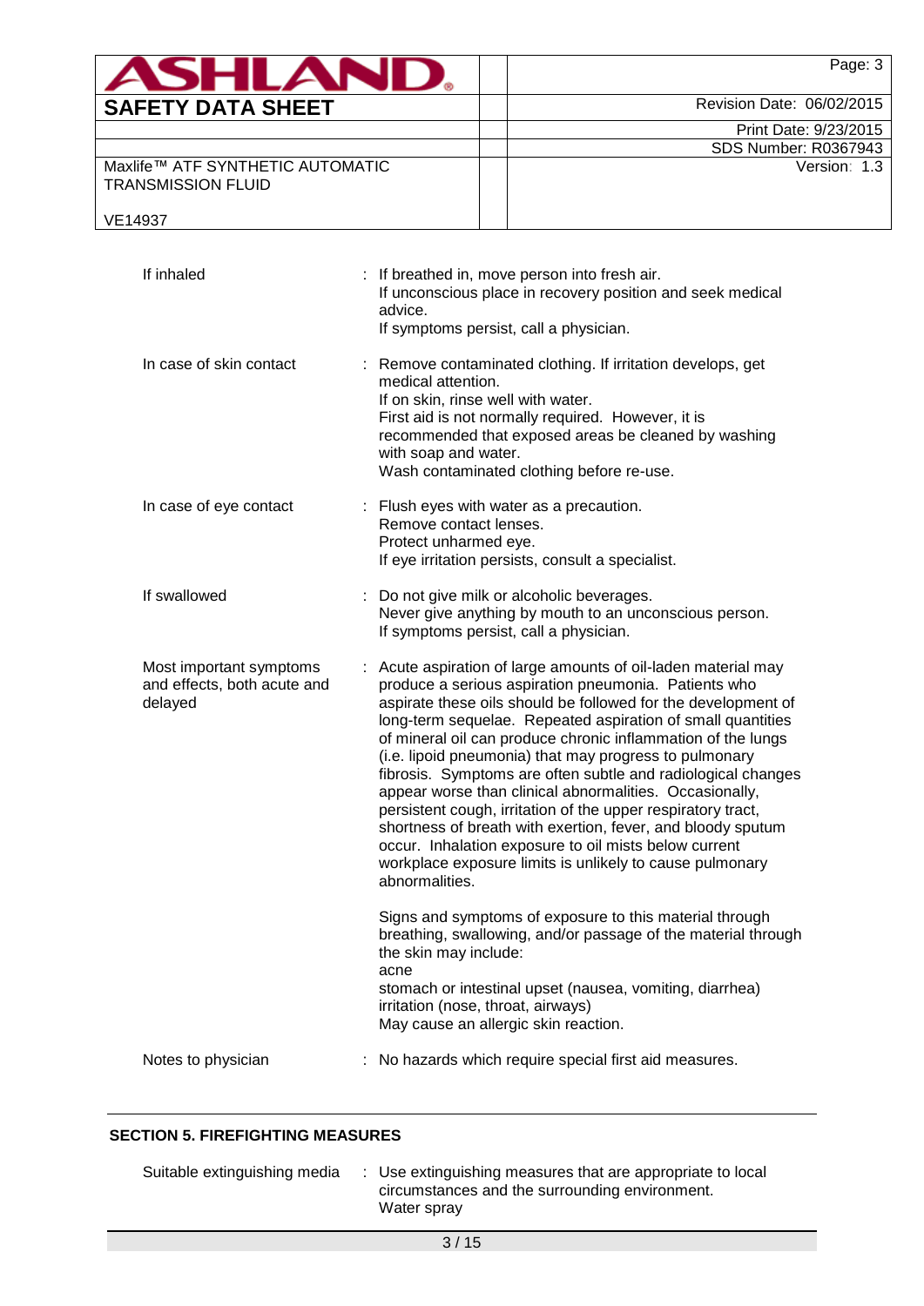| | |
|---|---|
| If inhaled | : If breathed in, move person into fresh air.<br>If unconscious place in recovery position and seek medical advice.<br>If symptoms persist, call a physician. |
| In case of skin contact | : Remove contaminated clothing. If irritation develops, get medical attention.<br>If on skin, rinse well with water.<br>First aid is not normally required. However, it is recommended that exposed areas be cleaned by washing with soap and water.<br>Wash contaminated clothing before re-use. |
| In case of eye contact | : Flush eyes with water as a precaution.<br>Remove contact lenses.<br>Protect unharmed eye.<br>If eye irritation persists, consult a specialist. |
| If swallowed | : Do not give milk or alcoholic beverages.<br>Never give anything by mouth to an unconscious person.<br>If symptoms persist, call a physician. |
| Most important symptoms and effects, both acute and delayed | : Acute aspiration of large amounts of oil-laden material may produce a serious aspiration pneumonia. Patients who aspirate these oils should be followed for the development of long-term sequelae. Repeated aspiration of small quantities of mineral oil can produce chronic inflammation of the lungs (i.e. lipoid pneumonia) that may progress to pulmonary fibrosis. Symptoms are often subtle and radiological changes appear worse than clinical abnormalities. Occasionally, persistent cough, irritation of the upper respiratory tract, shortness of breath with exertion, fever, and bloody sputum occur. Inhalation exposure to oil mists below current workplace exposure limits is unlikely to cause pulmonary abnormalities.<br><br>Signs and symptoms of exposure to this material through breathing, swallowing, and/or passage of the material through the skin may include:<br>acne<br>stomach or intestinal upset (nausea, vomiting, diarrhea)<br>irritation (nose, throat, airways)<br>May cause an allergic skin reaction. |
| Notes to physician | : No hazards which require special first aid measures. |

## SECTION 5. FIREFIGHTING MEASURES

| | |
|---|---|
| Suitable extinguishing media | : Use extinguishing measures that are appropriate to local circumstances and the surrounding environment.<br>Water spray |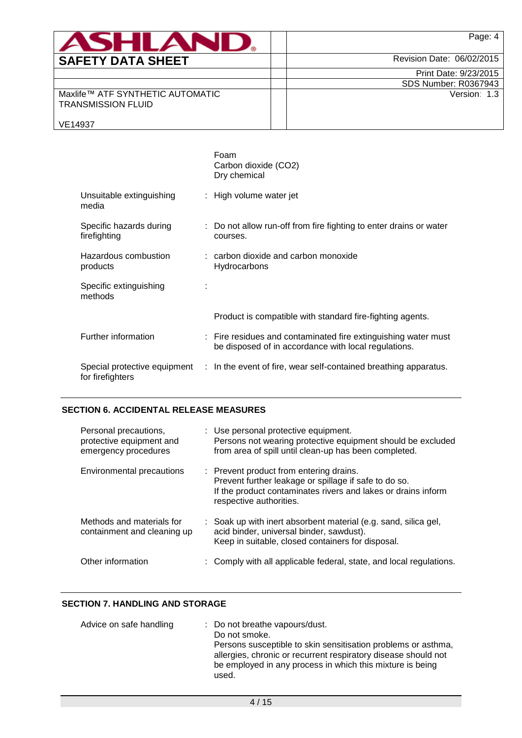Foam
Carbon dioxide ($CO_2$)
Dry chemical

| | |
|---|---|
| Unsuitable extinguishing media | : High volume water jet |
| Specific hazards during firefighting | : Do not allow run-off from fire fighting to enter drains or water courses. |
| Hazardous combustion products | : carbon dioxide and carbon monoxide<br>Hydrocarbons |
| Specific extinguishing methods | : |
| | Product is compatible with standard fire-fighting agents. |
| Further information | : Fire residues and contaminated fire extinguishing water must be disposed of in accordance with local regulations. |
| Special protective equipment for firefighters | : In the event of fire, wear self-contained breathing apparatus. |

## SECTION 6. ACCIDENTAL RELEASE MEASURES

| | |
|---|---|
| Personal precautions, protective equipment and emergency procedures | : Use personal protective equipment.<br>Persons not wearing protective equipment should be excluded from area of spill until clean-up has been completed. |
| Environmental precautions | : Prevent product from entering drains.<br>Prevent further leakage or spillage if safe to do so.<br>If the product contaminates rivers and lakes or drains inform respective authorities. |
| Methods and materials for containment and cleaning up | : Soak up with inert absorbent material (e.g. sand, silica gel, acid binder, universal binder, sawdust).<br>Keep in suitable, closed containers for disposal. |
| Other information | : Comply with all applicable federal, state, and local regulations. |

## SECTION 7. HANDLING AND STORAGE

| | |
|---|---|
| Advice on safe handling | : Do not breathe vapours/dust.<br>Do not smoke.<br>Persons susceptible to skin sensitisation problems or asthma, allergies, chronic or recurrent respiratory disease should not be employed in any process in which this mixture is being used. |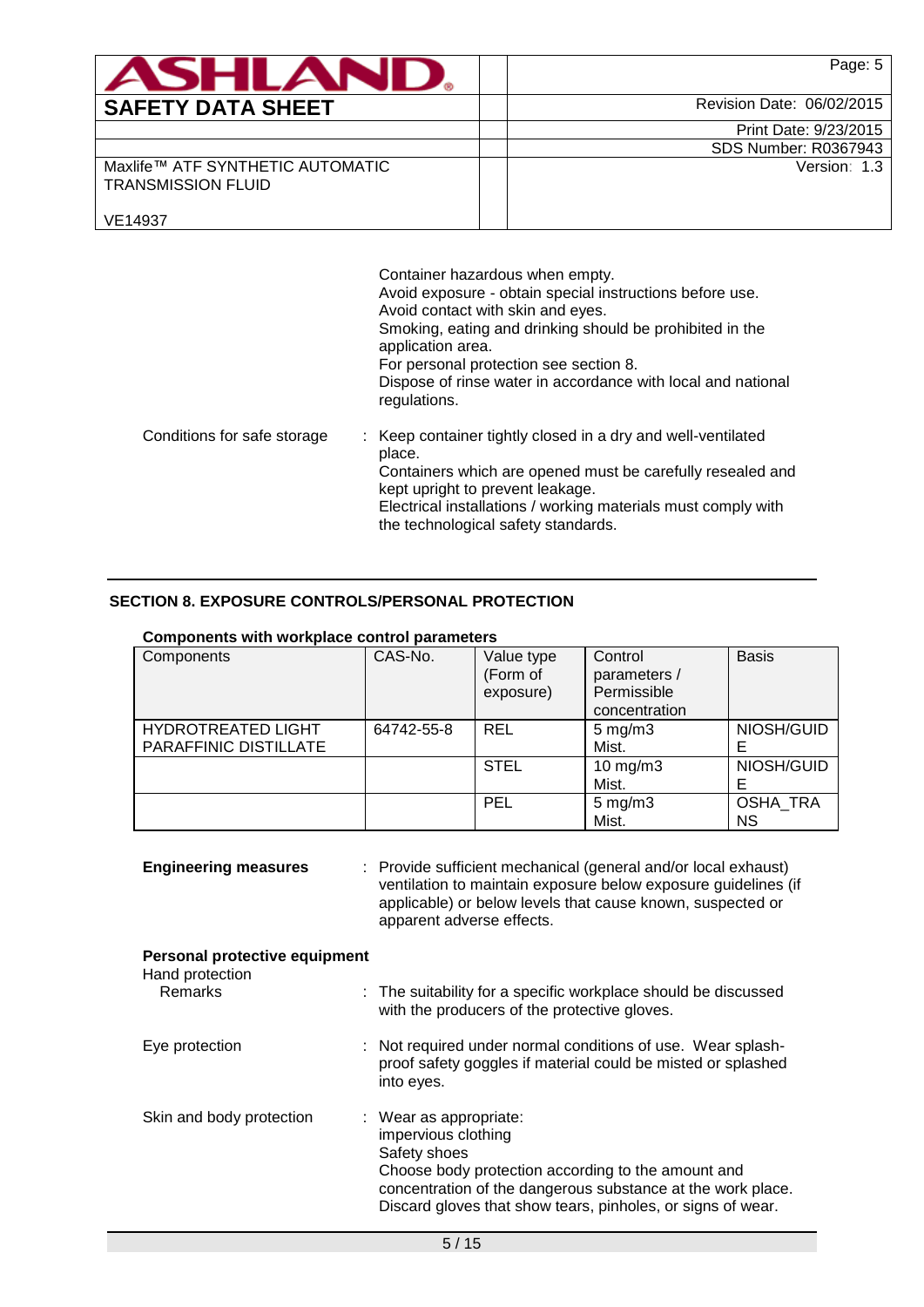Container hazardous when empty.
Avoid exposure - obtain special instructions before use.
Avoid contact with skin and eyes.
Smoking, eating and drinking should be prohibited in the application area.
For personal protection see section 8.
Dispose of rinse water in accordance with local and national regulations.

Conditions for safe storage : Keep container tightly closed in a dry and well-ventilated place.
Containers which are opened must be carefully resealed and kept upright to prevent leakage.
Electrical installations / working materials must comply with the technological safety standards.

## SECTION 8. EXPOSURE CONTROLS/PERSONAL PROTECTION

**Components with workplace control parameters**

| Components | CAS-No. | Value type (Form of exposure) | Control parameters / Permissible concentration | Basis |
|---|---|---|---|---|
| HYDROTREATED LIGHT PARAFFINIC DISTILLATE | 64742-55-8 | REL | 5 mg/m3 Mist. | NIOSH/GUIDE |
| | | STEL | 10 mg/m3 Mist. | NIOSH/GUIDE |
| | | PEL | 5 mg/m3 Mist. | OSHA_TRANS |

**Engineering measures** : Provide sufficient mechanical (general and/or local exhaust) ventilation to maintain exposure below exposure guidelines (if applicable) or below levels that cause known, suspected or apparent adverse effects.

**Personal protective equipment**

Hand protection

Remarks : The suitability for a specific workplace should be discussed with the producers of the protective gloves.

Eye protection : Not required under normal conditions of use. Wear splash-proof safety goggles if material could be misted or splashed into eyes.

Skin and body protection : Wear as appropriate:
impervious clothing
Safety shoes
Choose body protection according to the amount and concentration of the dangerous substance at the work place.
Discard gloves that show tears, pinholes, or signs of wear.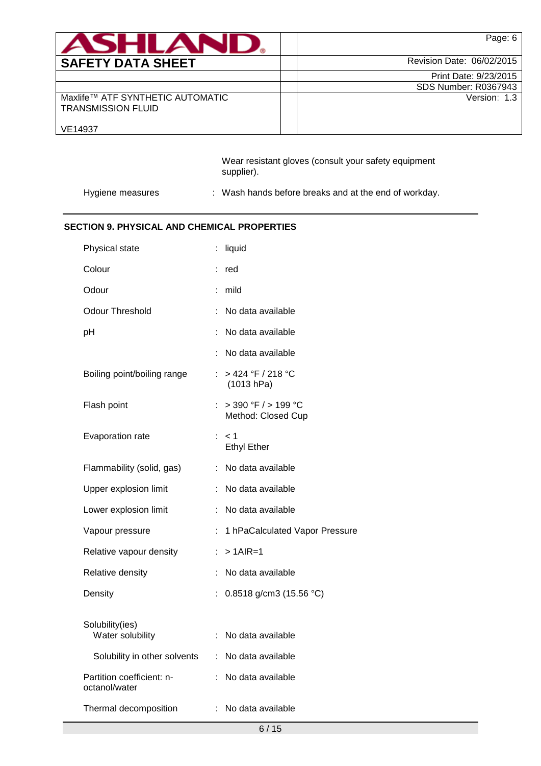Wear resistant gloves (consult your safety equipment supplier).

| | | |
|---|---|---|
| Hygiene measures | : | Wash hands before breaks and at the end of workday. |

## SECTION 9. PHYSICAL AND CHEMICAL PROPERTIES

| | | |
|---|---|---|
| Physical state | : | liquid |
| Colour | : | red |
| Odour | : | mild |
| Odour Threshold | : | No data available |
| pH | : | No data available |
| | : | No data available |
| Boiling point/boiling range | : | > 424 °F / 218 °C (1013 hPa) |
| Flash point | : | > 390 °F / > 199 °C Method: Closed Cup |
| Evaporation rate | : | < 1 Ethyl Ether |
| Flammability (solid, gas) | : | No data available |
| Upper explosion limit | : | No data available |
| Lower explosion limit | : | No data available |
| Vapour pressure | : | 1 hPaCalculated Vapor Pressure |
| Relative vapour density | : | > 1AIR=1 |
| Relative density | : | No data available |
| Density | : | 0.8518 g/cm3 (15.56 °C) |
| Solubility(ies) | | |
| Water solubility | : | No data available |
| Solubility in other solvents | : | No data available |
| Partition coefficient: n-octanol/water | : | No data available |
| Thermal decomposition | : | No data available |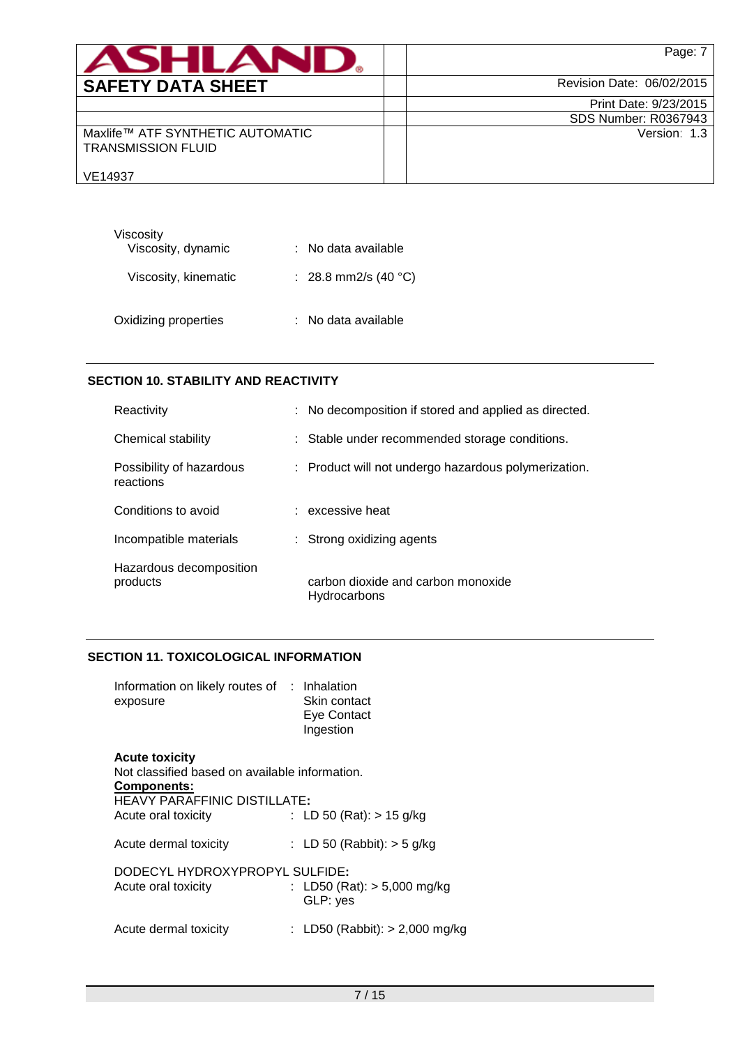Viscosity

| | | |
|---|---|---|
| Viscosity, dynamic | : | No data available |
| Viscosity, kinematic | : | 28.8 mm2/s (40 °C) |

| | | |
|---|---|---|
| Oxidizing properties | : | No data available |

## SECTION 10. STABILITY AND REACTIVITY

| | | |
|---|---|---|
| Reactivity | : | No decomposition if stored and applied as directed. |
| Chemical stability | : | Stable under recommended storage conditions. |
| Possibility of hazardous reactions | : | Product will not undergo hazardous polymerization. |
| Conditions to avoid | : | excessive heat |
| Incompatible materials | : | Strong oxidizing agents |
| Hazardous decomposition products | | carbon dioxide and carbon monoxide<br>Hydrocarbons |

## SECTION 11. TOXICOLOGICAL INFORMATION

| | | |
|---|---|---|
| Information on likely routes of exposure | : | Inhalation<br>Skin contact<br>Eye Contact<br>Ingestion |

**Acute toxicity**

Not classified based on available information.

**Components:**

HEAVY PARAFFINIC DISTILLATE**:**

| | | |
|---|---|---|
| Acute oral toxicity | : | LD 50 (Rat): > 15 g/kg |
| Acute dermal toxicity | : | LD 50 (Rabbit): > 5 g/kg |

DODECYL HYDROXYPROPYL SULFIDE**:**

| | | |
|---|---|---|
| Acute oral toxicity | : | LD50 (Rat): > 5,000 mg/kg<br>GLP: yes |
| Acute dermal toxicity | : | LD50 (Rabbit): > 2,000 mg/kg |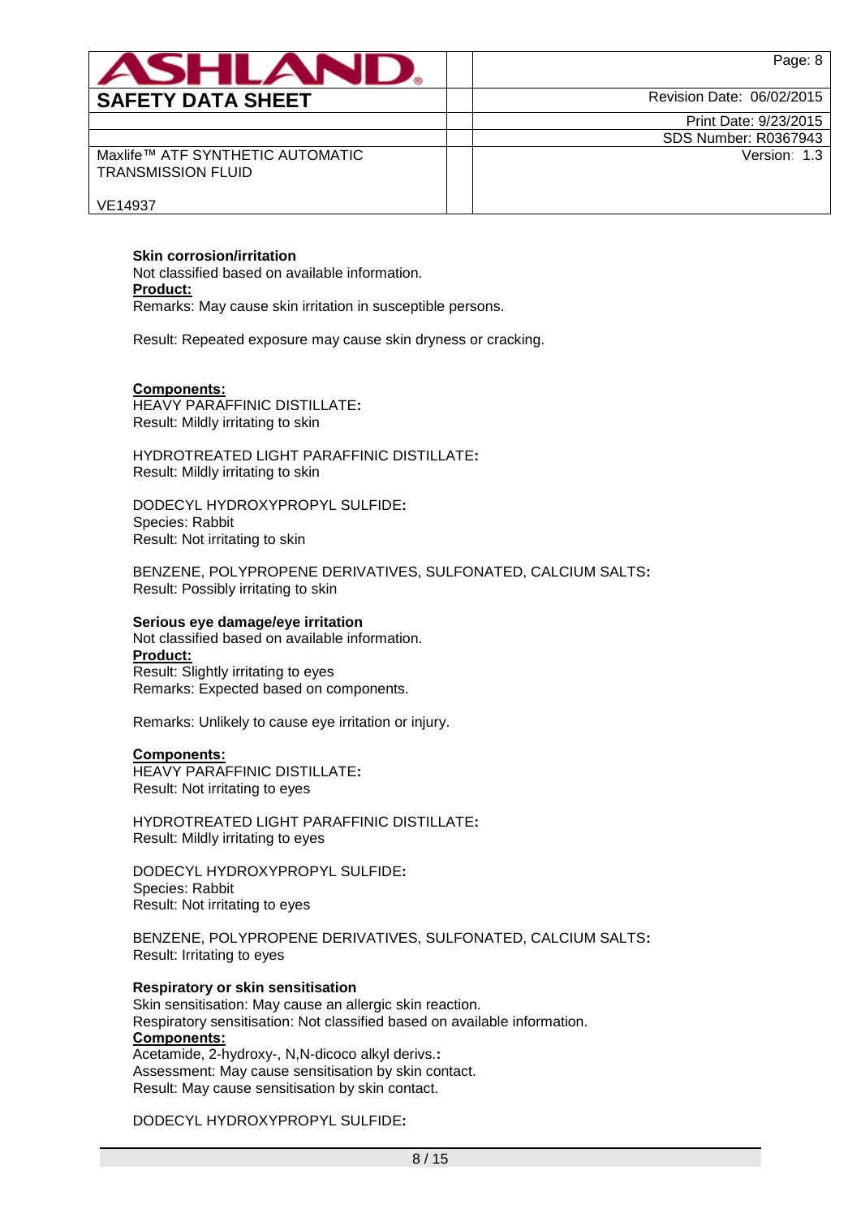**Skin corrosion/irritation**

Not classified based on available information.

**Product:**

Remarks: May cause skin irritation in susceptible persons.

Result: Repeated exposure may cause skin dryness or cracking.

**Components:**

HEAVY PARAFFINIC DISTILLATE**:**

Result: Mildly irritating to skin

HYDROTREATED LIGHT PARAFFINIC DISTILLATE**:**

Result: Mildly irritating to skin

DODECYL HYDROXYPROPYL SULFIDE**:**

Species: Rabbit

Result: Not irritating to skin

BENZENE, POLYPROPENE DERIVATIVES, SULFONATED, CALCIUM SALTS**:**

Result: Possibly irritating to skin

**Serious eye damage/eye irritation**

Not classified based on available information.

**Product:**

Result: Slightly irritating to eyes

Remarks: Expected based on components.

Remarks: Unlikely to cause eye irritation or injury.

**Components:**

HEAVY PARAFFINIC DISTILLATE**:**

Result: Not irritating to eyes

HYDROTREATED LIGHT PARAFFINIC DISTILLATE**:**

Result: Mildly irritating to eyes

DODECYL HYDROXYPROPYL SULFIDE**:**

Species: Rabbit

Result: Not irritating to eyes

BENZENE, POLYPROPENE DERIVATIVES, SULFONATED, CALCIUM SALTS**:**

Result: Irritating to eyes

**Respiratory or skin sensitisation**

Skin sensitisation: May cause an allergic skin reaction.

Respiratory sensitisation: Not classified based on available information.

**Components:**

Acetamide, 2-hydroxy-, N,N-dicoco alkyl derivs.**:**

Assessment: May cause sensitisation by skin contact.

Result: May cause sensitisation by skin contact.

DODECYL HYDROXYPROPYL SULFIDE**:**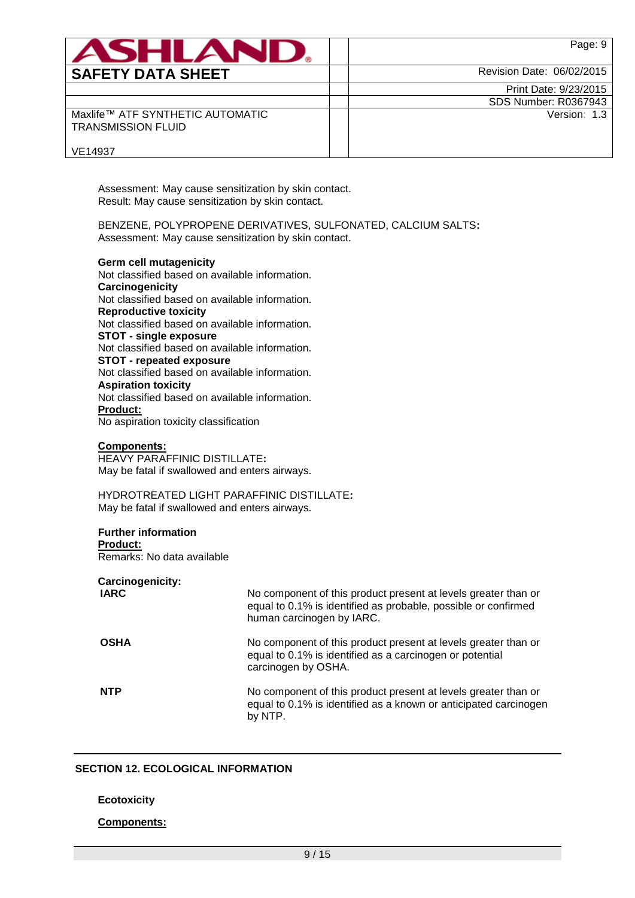Assessment: May cause sensitization by skin contact.
Result: May cause sensitization by skin contact.

BENZENE, POLYPROPENE DERIVATIVES, SULFONATED, CALCIUM SALTS**:**
Assessment: May cause sensitization by skin contact.

**Germ cell mutagenicity**
Not classified based on available information.
**Carcinogenicity**
Not classified based on available information.
**Reproductive toxicity**
Not classified based on available information.
**STOT - single exposure**
Not classified based on available information.
**STOT - repeated exposure**
Not classified based on available information.
**Aspiration toxicity**
Not classified based on available information.
**Product:**
No aspiration toxicity classification

**Components:**
HEAVY PARAFFINIC DISTILLATE**:**
May be fatal if swallowed and enters airways.

HYDROTREATED LIGHT PARAFFINIC DISTILLATE**:**
May be fatal if swallowed and enters airways.

**Further information**
**Product:**
Remarks: No data available

**Carcinogenicity:**

| | |
|---|---|
| **IARC** | No component of this product present at levels greater than or equal to 0.1% is identified as probable, possible or confirmed human carcinogen by IARC. |
| **OSHA** | No component of this product present at levels greater than or equal to 0.1% is identified as a carcinogen or potential carcinogen by OSHA. |
| **NTP** | No component of this product present at levels greater than or equal to 0.1% is identified as a known or anticipated carcinogen by NTP. |

## SECTION 12. ECOLOGICAL INFORMATION

**Ecotoxicity**

**Components:**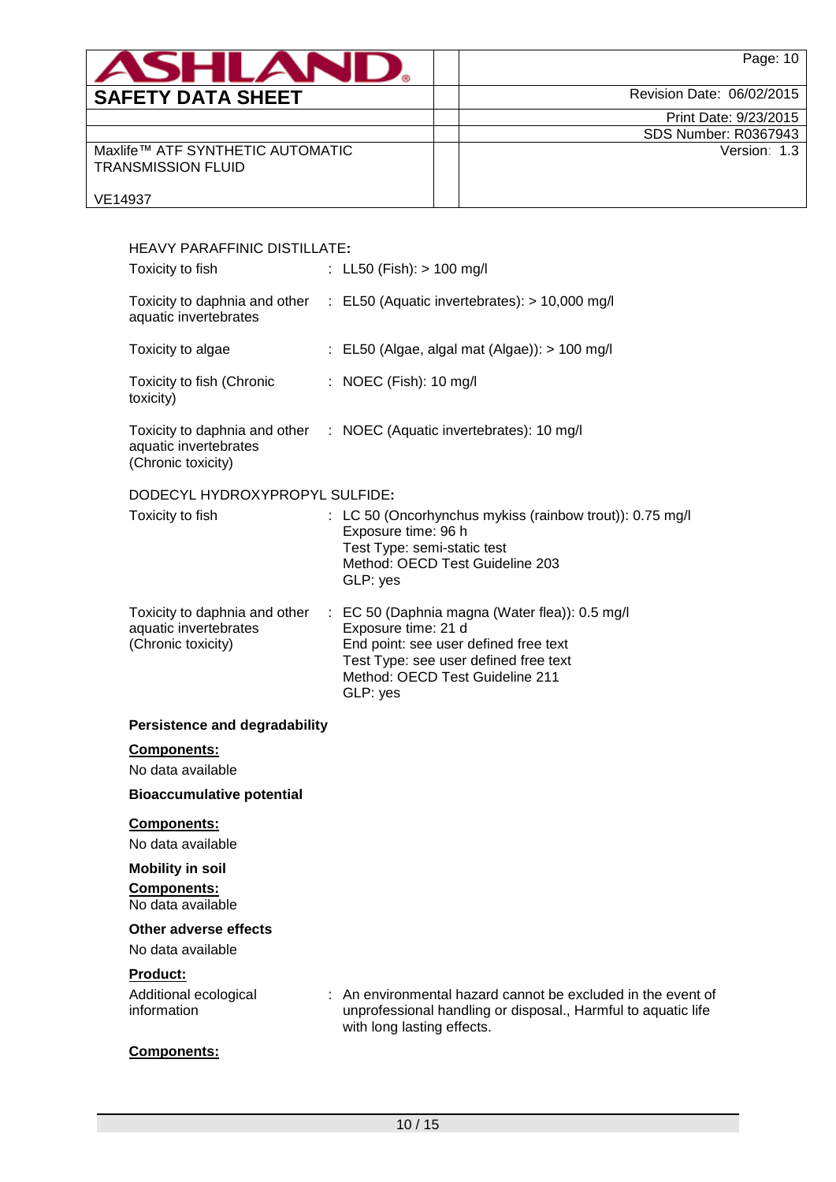HEAVY PARAFFINIC DISTILLATE:

| | |
|---|---|
| Toxicity to fish | : LL50 (Fish): > 100 mg/l |
| Toxicity to daphnia and other aquatic invertebrates | : EL50 (Aquatic invertebrates): > 10,000 mg/l |
| Toxicity to algae | : EL50 (Algae, algal mat (Algae)): > 100 mg/l |
| Toxicity to fish (Chronic toxicity) | : NOEC (Fish): 10 mg/l |
| Toxicity to daphnia and other aquatic invertebrates (Chronic toxicity) | : NOEC (Aquatic invertebrates): 10 mg/l |

DODECYL HYDROXYPROPYL SULFIDE:

| | |
|---|---|
| Toxicity to fish | : LC 50 (Oncorhynchus mykiss (rainbow trout)): 0.75 mg/l<br>Exposure time: 96 h<br>Test Type: semi-static test<br>Method: OECD Test Guideline 203<br>GLP: yes |
| Toxicity to daphnia and other aquatic invertebrates (Chronic toxicity) | : EC 50 (Daphnia magna (Water flea)): 0.5 mg/l<br>Exposure time: 21 d<br>End point: see user defined free text<br>Test Type: see user defined free text<br>Method: OECD Test Guideline 211<br>GLP: yes |

**Persistence and degradability**

**Components:**

No data available

**Bioaccumulative potential**

**Components:**

No data available

**Mobility in soil**

**Components:**

No data available

**Other adverse effects**

No data available

**Product:**

| | |
|---|---|
| Additional ecological information | : An environmental hazard cannot be excluded in the event of unprofessional handling or disposal., Harmful to aquatic life with long lasting effects. |

**Components:**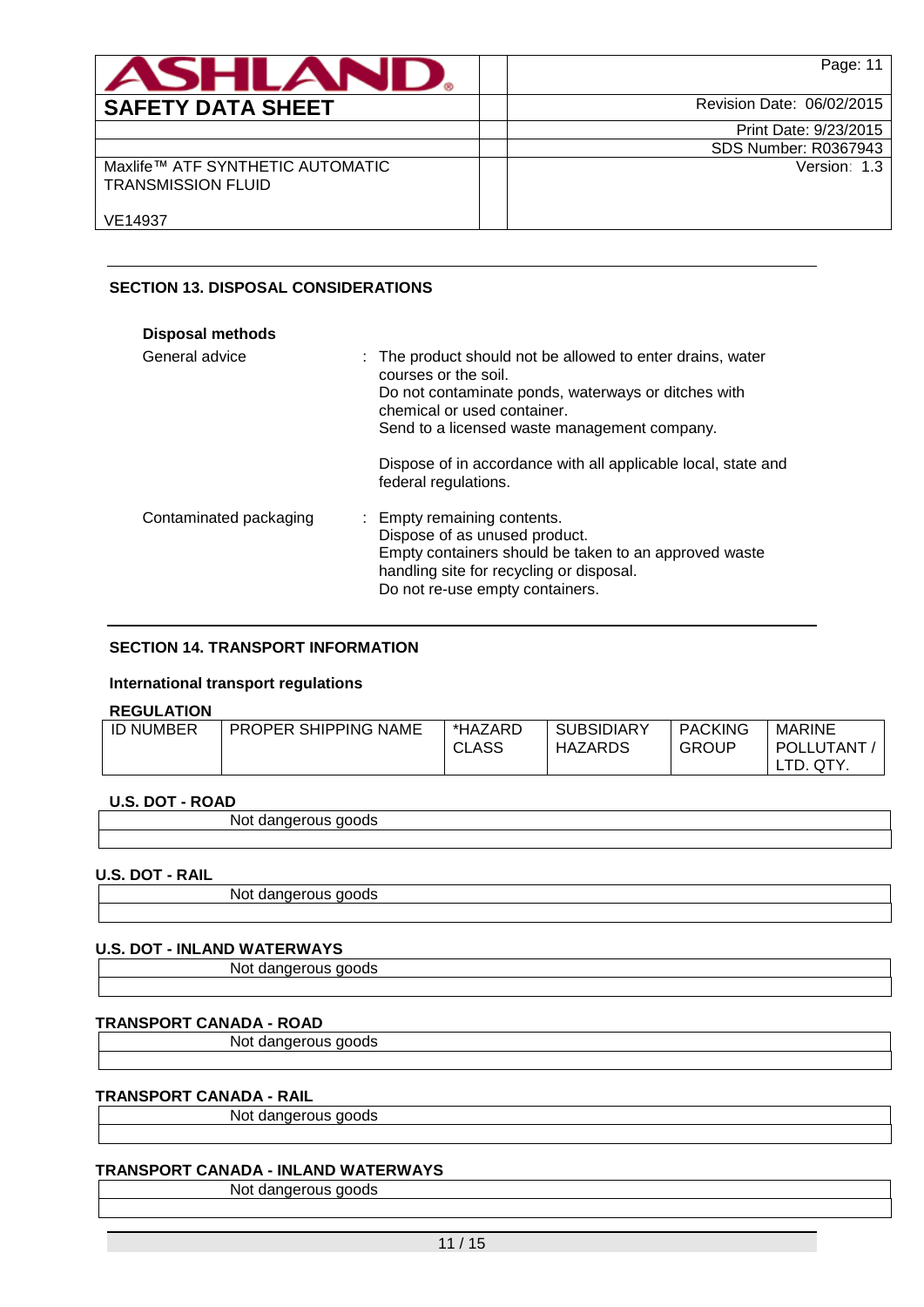## SECTION 13. DISPOSAL CONSIDERATIONS

**Disposal methods**

| | |
|---|---|
| General advice | : The product should not be allowed to enter drains, water courses or the soil.<br>Do not contaminate ponds, waterways or ditches with chemical or used container.<br>Send to a licensed waste management company.<br><br>Dispose of in accordance with all applicable local, state and federal regulations. |
| Contaminated packaging | : Empty remaining contents.<br>Dispose of as unused product.<br>Empty containers should be taken to an approved waste handling site for recycling or disposal.<br>Do not re-use empty containers. |

## SECTION 14. TRANSPORT INFORMATION

**International transport regulations**

**REGULATION**

| ID NUMBER | PROPER SHIPPING NAME | *HAZARD CLASS | SUBSIDIARY HAZARDS | PACKING GROUP | MARINE POLLUTANT / LTD. QTY. |
|---|---|---|---|---|---|

**U.S. DOT - ROAD**

Not dangerous goods

**U.S. DOT - RAIL**

Not dangerous goods

**U.S. DOT - INLAND WATERWAYS**

Not dangerous goods

**TRANSPORT CANADA - ROAD**

Not dangerous goods

**TRANSPORT CANADA - RAIL**

Not dangerous goods

**TRANSPORT CANADA - INLAND WATERWAYS**

Not dangerous goods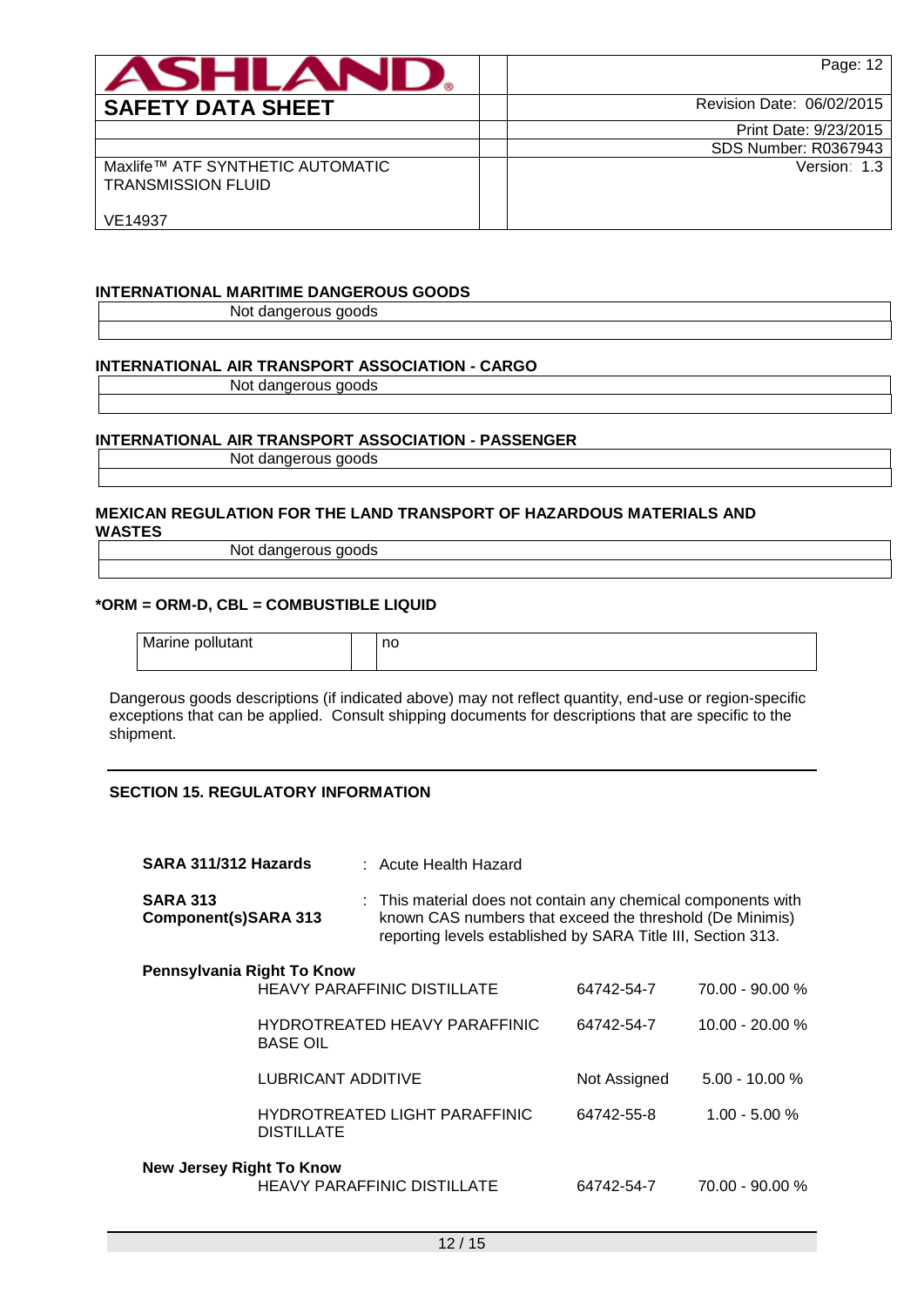#### INTERNATIONAL MARITIME DANGEROUS GOODS

Not dangerous goods

#### INTERNATIONAL AIR TRANSPORT ASSOCIATION - CARGO

Not dangerous goods

#### INTERNATIONAL AIR TRANSPORT ASSOCIATION - PASSENGER

Not dangerous goods

#### MEXICAN REGULATION FOR THE LAND TRANSPORT OF HAZARDOUS MATERIALS AND WASTES

Not dangerous goods

**\*ORM = ORM-D, CBL = COMBUSTIBLE LIQUID**

| Marine pollutant | | no |
|---|---|---|

Dangerous goods descriptions (if indicated above) may not reflect quantity, end-use or region-specific exceptions that can be applied. Consult shipping documents for descriptions that are specific to the shipment.

## SECTION 15. REGULATORY INFORMATION

**SARA 311/312 Hazards** : Acute Health Hazard

**SARA 313 Component(s)SARA 313** : This material does not contain any chemical components with known CAS numbers that exceed the threshold (De Minimis) reporting levels established by SARA Title III, Section 313.

**Pennsylvania Right To Know**

| Component | CAS No. | Concentration |
|---|---|---|
| HEAVY PARAFFINIC DISTILLATE | 64742-54-7 | 70.00 - 90.00 % |
| HYDROTREATED HEAVY PARAFFINIC BASE OIL | 64742-54-7 | 10.00 - 20.00 % |
| LUBRICANT ADDITIVE | Not Assigned | 5.00 - 10.00 % |
| HYDROTREATED LIGHT PARAFFINIC DISTILLATE | 64742-55-8 | 1.00 - 5.00 % |

**New Jersey Right To Know**

| Component | CAS No. | Concentration |
|---|---|---|
| HEAVY PARAFFINIC DISTILLATE | 64742-54-7 | 70.00 - 90.00 % |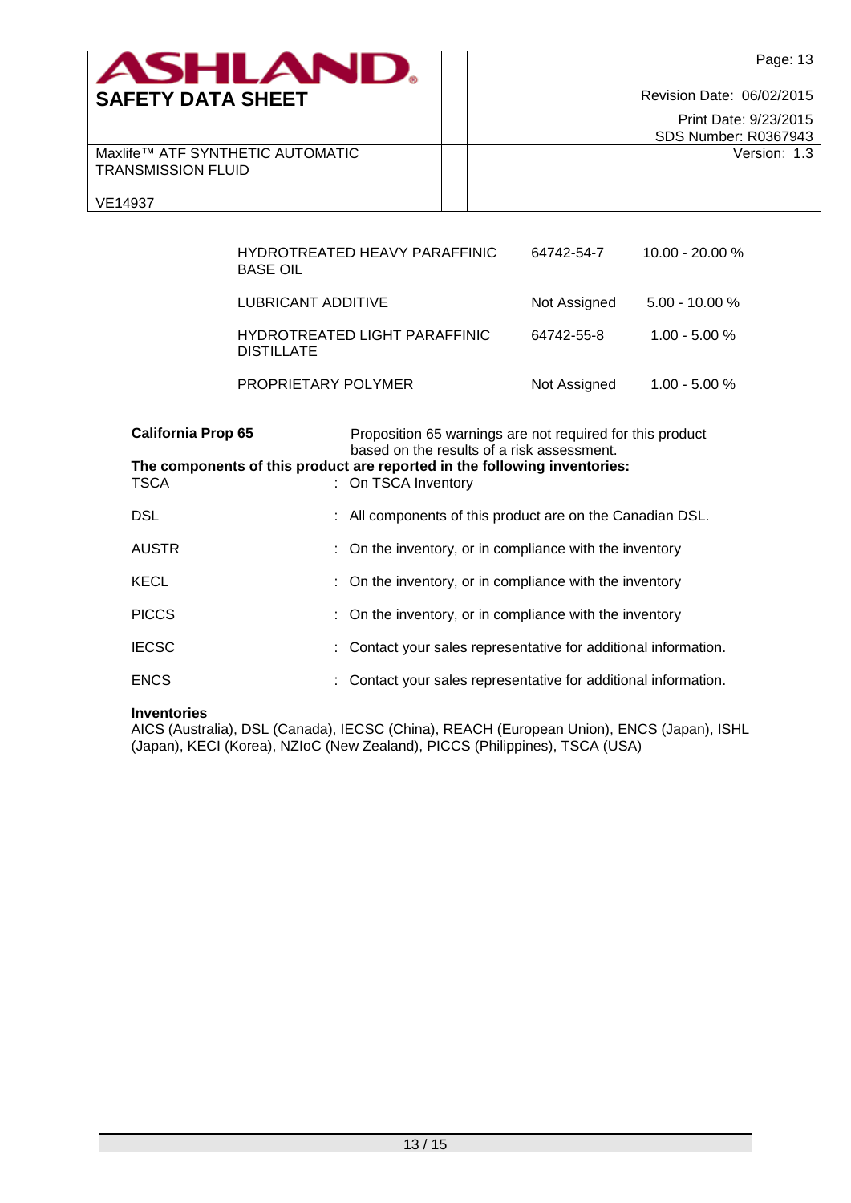| | | |
|---|---|---|
| HYDROTREATED HEAVY PARAFFINIC BASE OIL | 64742-54-7 | 10.00 - 20.00 % |
| LUBRICANT ADDITIVE | Not Assigned | 5.00 - 10.00 % |
| HYDROTREATED LIGHT PARAFFINIC DISTILLATE | 64742-55-8 | 1.00 - 5.00 % |
| PROPRIETARY POLYMER | Not Assigned | 1.00 - 5.00 % |

**California Prop 65** Proposition 65 warnings are not required for this product based on the results of a risk assessment.

**The components of this product are reported in the following inventories:**

| | |
|---|---|
| TSCA | : On TSCA Inventory |
| DSL | : All components of this product are on the Canadian DSL. |
| AUSTR | : On the inventory, or in compliance with the inventory |
| KECL | : On the inventory, or in compliance with the inventory |
| PICCS | : On the inventory, or in compliance with the inventory |
| IECSC | : Contact your sales representative for additional information. |
| ENCS | : Contact your sales representative for additional information. |

**Inventories**

AICS (Australia), DSL (Canada), IECSC (China), REACH (European Union), ENCS (Japan), ISHL (Japan), KECI (Korea), NZIoC (New Zealand), PICCS (Philippines), TSCA (USA)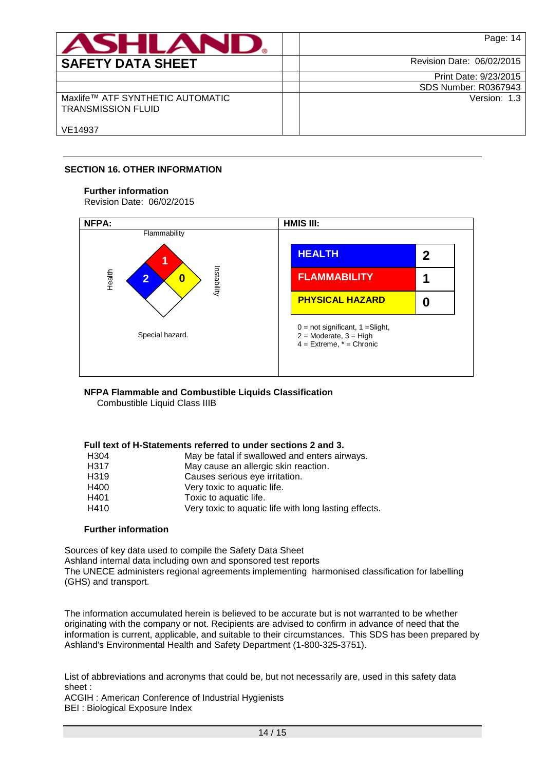**SAFETY DATA SHEET**

Revision Date: 06/02/2015
Print Date: 9/23/2015
SDS Number: R0367943
Version: 1.3

Maxlife™ ATF SYNTHETIC AUTOMATIC TRANSMISSION FLUID

VE14937

## SECTION 16. OTHER INFORMATION

**Further information**
Revision Date: 06/02/2015

**NFPA:**

| | |
|---|---|
| Flammability | 1 |
| Health | 2 |
| Instability | 0 |
| Special hazard. | |

**HMIS III:**

| | |
|---|---|
| HEALTH | 2 |
| FLAMMABILITY | 1 |
| PHYSICAL HAZARD | 0 |

0 = not significant, 1 =Slight, 2 = Moderate, 3 = High
4 = Extreme, * = Chronic

**NFPA Flammable and Combustible Liquids Classification**
Combustible Liquid Class IIIB

**Full text of H-Statements referred to under sections 2 and 3.**

| | |
|---|---|
| H304 | May be fatal if swallowed and enters airways. |
| H317 | May cause an allergic skin reaction. |
| H319 | Causes serious eye irritation. |
| H400 | Very toxic to aquatic life. |
| H401 | Toxic to aquatic life. |
| H410 | Very toxic to aquatic life with long lasting effects. |

**Further information**

Sources of key data used to compile the Safety Data Sheet
Ashland internal data including own and sponsored test reports
The UNECE administers regional agreements implementing harmonised classification for labelling (GHS) and transport.

The information accumulated herein is believed to be accurate but is not warranted to be whether originating with the company or not. Recipients are advised to confirm in advance of need that the information is current, applicable, and suitable to their circumstances. This SDS has been prepared by Ashland's Environmental Health and Safety Department (1-800-325-3751).

List of abbreviations and acronyms that could be, but not necessarily are, used in this safety data sheet :
ACGIH : American Conference of Industrial Hygienists
BEI : Biological Exposure Index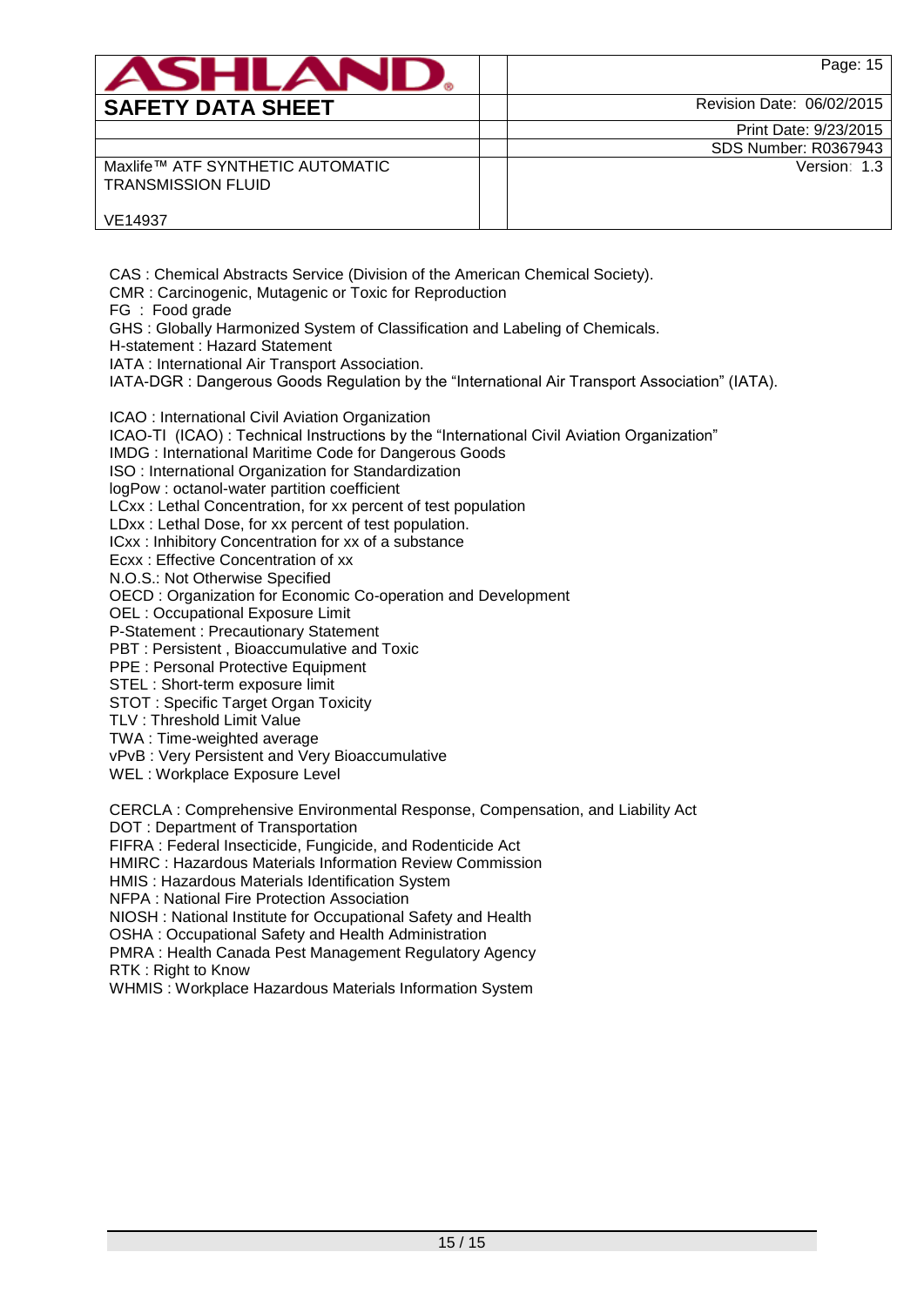CAS : Chemical Abstracts Service (Division of the American Chemical Society).
CMR : Carcinogenic, Mutagenic or Toxic for Reproduction
FG : Food grade
GHS : Globally Harmonized System of Classification and Labeling of Chemicals.
H-statement : Hazard Statement
IATA : International Air Transport Association.
IATA-DGR : Dangerous Goods Regulation by the "International Air Transport Association" (IATA).

ICAO : International Civil Aviation Organization
ICAO-TI (ICAO) : Technical Instructions by the "International Civil Aviation Organization"
IMDG : International Maritime Code for Dangerous Goods
ISO : International Organization for Standardization
logPow : octanol-water partition coefficient
LCxx : Lethal Concentration, for xx percent of test population
LDxx : Lethal Dose, for xx percent of test population.
ICxx : Inhibitory Concentration for xx of a substance
Ecxx : Effective Concentration of xx
N.O.S.: Not Otherwise Specified
OECD : Organization for Economic Co-operation and Development
OEL : Occupational Exposure Limit
P-Statement : Precautionary Statement
PBT : Persistent , Bioaccumulative and Toxic
PPE : Personal Protective Equipment
STEL : Short-term exposure limit
STOT : Specific Target Organ Toxicity
TLV : Threshold Limit Value
TWA : Time-weighted average
vPvB : Very Persistent and Very Bioaccumulative
WEL : Workplace Exposure Level

CERCLA : Comprehensive Environmental Response, Compensation, and Liability Act
DOT : Department of Transportation
FIFRA : Federal Insecticide, Fungicide, and Rodenticide Act
HMIRC : Hazardous Materials Information Review Commission
HMIS : Hazardous Materials Identification System
NFPA : National Fire Protection Association
NIOSH : National Institute for Occupational Safety and Health
OSHA : Occupational Safety and Health Administration
PMRA : Health Canada Pest Management Regulatory Agency
RTK : Right to Know
WHMIS : Workplace Hazardous Materials Information System